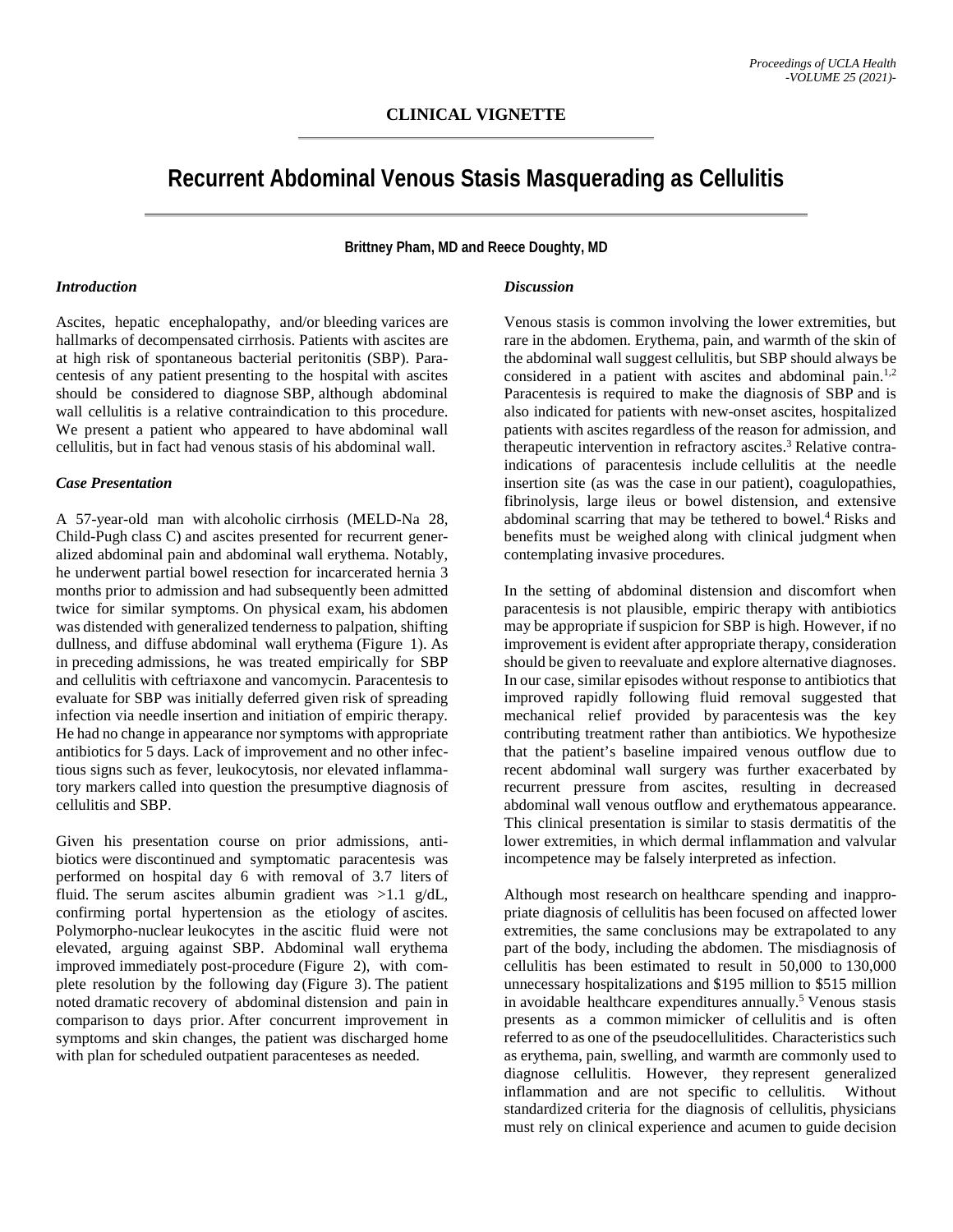## CLINICAL VIGNETTE

# Recurrent Abdominal Venous Stasis Masquerading as Cellulitis

**Brittney Pham, MD and Reece Doughty, MD**

### *Introduction*

Ascites, hepatic encephalopathy, and/or bleeding varices are hallmarks of decompensated cirrhosis. Patients with ascites are at high risk of spontaneous bacterial peritonitis (SBP). Paracentesis of any patient presenting to the hospital with ascites should be considered to diagnose SBP, although abdominal wall cellulitis is a relative contraindication to this procedure. We present a patient who appeared to have abdominal wall cellulitis, but in fact had venous stasis of his abdominal wall.

### *Case Presentation*

A 57-year-old man with alcoholic cirrhosis (MELD-Na 28, Child-Pugh class C) and ascites presented for recurrent generalized abdominal pain and abdominal wall erythema. Notably, he underwent partial bowel resection for incarcerated hernia 3 months prior to admission and had subsequently been admitted twice for similar symptoms. On physical exam, his abdomen was distended with generalized tenderness to palpation, shifting dullness, and diffuse abdominal wall erythema (Figure 1). As in preceding admissions, he was treated empirically for SBP and cellulitis with ceftriaxone and vancomycin. Paracentesis to evaluate for SBP was initially deferred given risk of spreading infection via needle insertion and initiation of empiric therapy. He had no change in appearance nor symptoms with appropriate antibiotics for 5 days. Lack of improvement and no other infectious signs such as fever, leukocytosis, nor elevated inflammatory markers called into question the presumptive diagnosis of cellulitis and SBP.

Given his presentation course on prior admissions, antibiotics were discontinued and symptomatic paracentesis was performed on hospital day 6 with removal of 3.7 liters of fluid. The serum ascites albumin gradient was >1.1 g/dL, confirming portal hypertension as the etiology of ascites. Polymorpho-nuclear leukocytes in the ascitic fluid were not elevated, arguing against SBP. Abdominal wall erythema improved immediately post-procedure (Figure 2), with complete resolution by the following day (Figure 3). The patient noted dramatic recovery of abdominal distension and pain in comparison to days prior. After concurrent improvement in symptoms and skin changes, the patient was discharged home with plan for scheduled outpatient paracenteses as needed.

### *Discussion*

Venous stasis is common involving the lower extremities, but rare in the abdomen. Erythema, pain, and warmth of the skin of the abdominal wall suggest cellulitis, but SBP should always be considered in a patient with ascites and abdominal pain.[1,2] Paracentesis is required to make the diagnosis of SBP and is also indicated for patients with new-onset ascites, hospitalized patients with ascites regardless of the reason for admission, and therapeutic intervention in refractory ascites.[3] Relative contraindications of paracentesis include cellulitis at the needle insertion site (as was the case in our patient), coagulopathies, fibrinolysis, large ileus or bowel distension, and extensive abdominal scarring that may be tethered to bowel.[4] Risks and benefits must be weighed along with clinical judgment when contemplating invasive procedures.

In the setting of abdominal distension and discomfort when paracentesis is not plausible, empiric therapy with antibiotics may be appropriate if suspicion for SBP is high. However, if no improvement is evident after appropriate therapy, consideration should be given to reevaluate and explore alternative diagnoses. In our case, similar episodes without response to antibiotics that improved rapidly following fluid removal suggested that mechanical relief provided by paracentesis was the key contributing treatment rather than antibiotics. We hypothesize that the patient's baseline impaired venous outflow due to recent abdominal wall surgery was further exacerbated by recurrent pressure from ascites, resulting in decreased abdominal wall venous outflow and erythematous appearance. This clinical presentation is similar to stasis dermatitis of the lower extremities, in which dermal inflammation and valvular incompetence may be falsely interpreted as infection.

Although most research on healthcare spending and inappropriate diagnosis of cellulitis has been focused on affected lower extremities, the same conclusions may be extrapolated to any part of the body, including the abdomen. The misdiagnosis of cellulitis has been estimated to result in 50,000 to 130,000 unnecessary hospitalizations and $195 million to $515 million in avoidable healthcare expenditures annually.[5] Venous stasis presents as a common mimicker of cellulitis and is often referred to as one of the pseudocellulitides. Characteristics such as erythema, pain, swelling, and warmth are commonly used to diagnose cellulitis. However, they represent generalized inflammation and are not specific to cellulitis. Without standardized criteria for the diagnosis of cellulitis, physicians must rely on clinical experience and acumen to guide decision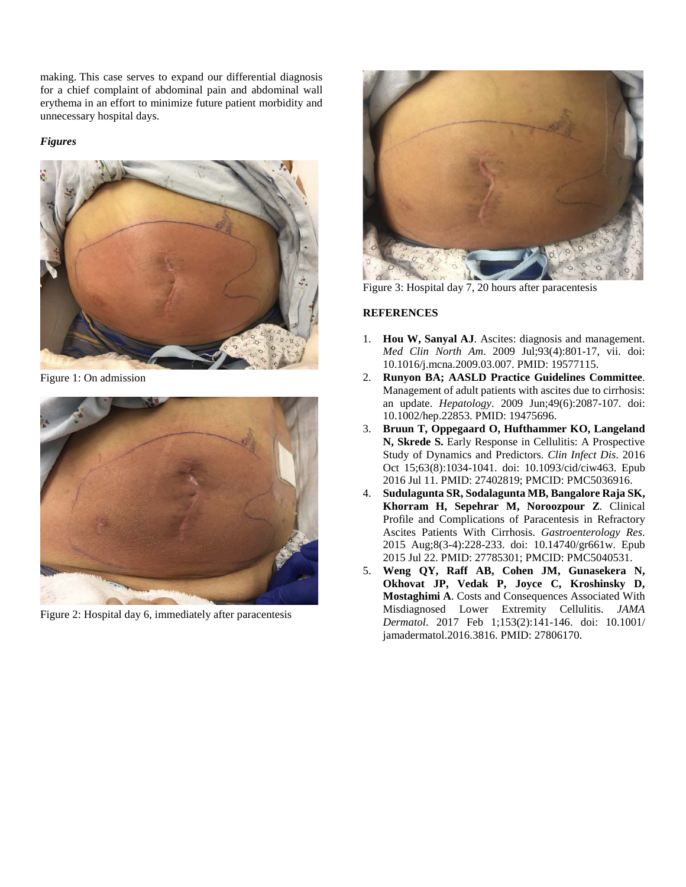making. This case serves to expand our differential diagnosis for a chief complaint of abdominal pain and abdominal wall erythema in an effort to minimize future patient morbidity and unnecessary hospital days.

### *Figures*

Figure 1: On admission

Figure 2: Hospital day 6, immediately after paracentesis

Figure 3: Hospital day 7, 20 hours after paracentesis

## REFERENCES

1. **Hou W, Sanyal AJ**. Ascites: diagnosis and management. *Med Clin North Am*. 2009 Jul;93(4):801-17, vii. doi: 10.1016/j.mcna.2009.03.007. PMID: 19577115.
2. **Runyon BA; AASLD Practice Guidelines Committee**. Management of adult patients with ascites due to cirrhosis: an update. *Hepatology*. 2009 Jun;49(6):2087-107. doi: 10.1002/hep.22853. PMID: 19475696.
3. **Bruun T, Oppegaard O, Hufthammer KO, Langeland N, Skrede S.** Early Response in Cellulitis: A Prospective Study of Dynamics and Predictors. *Clin Infect Dis*. 2016 Oct 15;63(8):1034-1041. doi: 10.1093/cid/ciw463. Epub 2016 Jul 11. PMID: 27402819; PMCID: PMC5036916.
4. **Sudulagunta SR, Sodalagunta MB, Bangalore Raja SK, Khorram H, Sepehrar M, Noroozpour Z**. Clinical Profile and Complications of Paracentesis in Refractory Ascites Patients With Cirrhosis. *Gastroenterology Res*. 2015 Aug;8(3-4):228-233. doi: 10.14740/gr661w. Epub 2015 Jul 22. PMID: 27785301; PMCID: PMC5040531.
5. **Weng QY, Raff AB, Cohen JM, Gunasekera N, Okhovat JP, Vedak P, Joyce C, Kroshinsky D, Mostaghimi A**. Costs and Consequences Associated With Misdiagnosed Lower Extremity Cellulitis. *JAMA Dermatol*. 2017 Feb 1;153(2):141-146. doi: 10.1001/jamadermatol.2016.3816. PMID: 27806170.